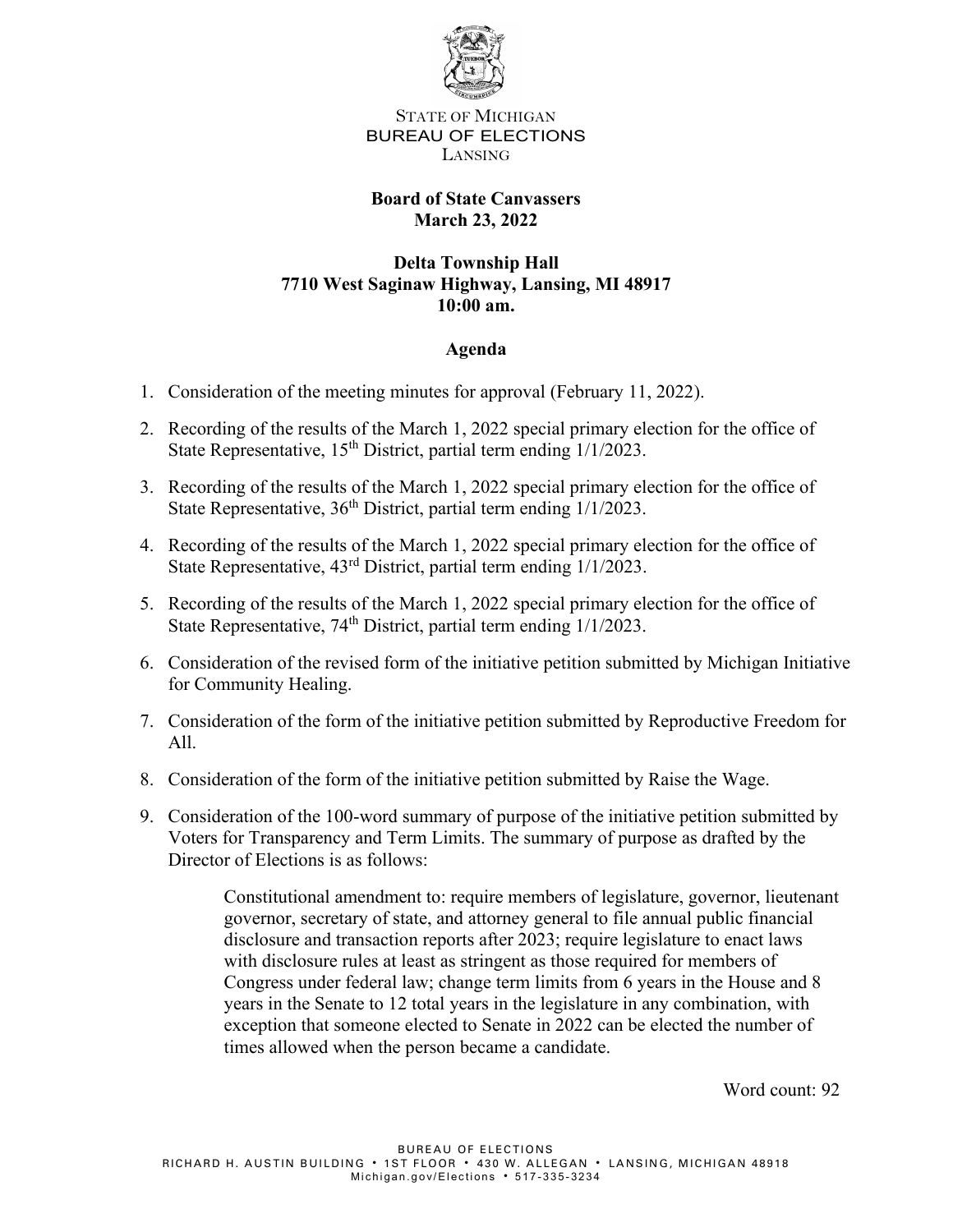State of Michigan
BUREAU OF ELECTIONS
Lansing

**Board of State Canvassers**
**March 23, 2022**

**Delta Township Hall**
**7710 West Saginaw Highway, Lansing, MI 48917**
**10:00 am.**

**Agenda**

1. Consideration of the meeting minutes for approval (February 11, 2022).
2. Recording of the results of the March 1, 2022 special primary election for the office of State Representative, 15th District, partial term ending 1/1/2023.
3. Recording of the results of the March 1, 2022 special primary election for the office of State Representative, 36th District, partial term ending 1/1/2023.
4. Recording of the results of the March 1, 2022 special primary election for the office of State Representative, 43rd District, partial term ending 1/1/2023.
5. Recording of the results of the March 1, 2022 special primary election for the office of State Representative, 74th District, partial term ending 1/1/2023.
6. Consideration of the revised form of the initiative petition submitted by Michigan Initiative for Community Healing.
7. Consideration of the form of the initiative petition submitted by Reproductive Freedom for All.
8. Consideration of the form of the initiative petition submitted by Raise the Wage.
9. Consideration of the 100-word summary of purpose of the initiative petition submitted by Voters for Transparency and Term Limits. The summary of purpose as drafted by the Director of Elections is as follows:

> Constitutional amendment to: require members of legislature, governor, lieutenant governor, secretary of state, and attorney general to file annual public financial disclosure and transaction reports after 2023; require legislature to enact laws with disclosure rules at least as stringent as those required for members of Congress under federal law; change term limits from 6 years in the House and 8 years in the Senate to 12 total years in the legislature in any combination, with exception that someone elected to Senate in 2022 can be elected the number of times allowed when the person became a candidate.

Word count: 92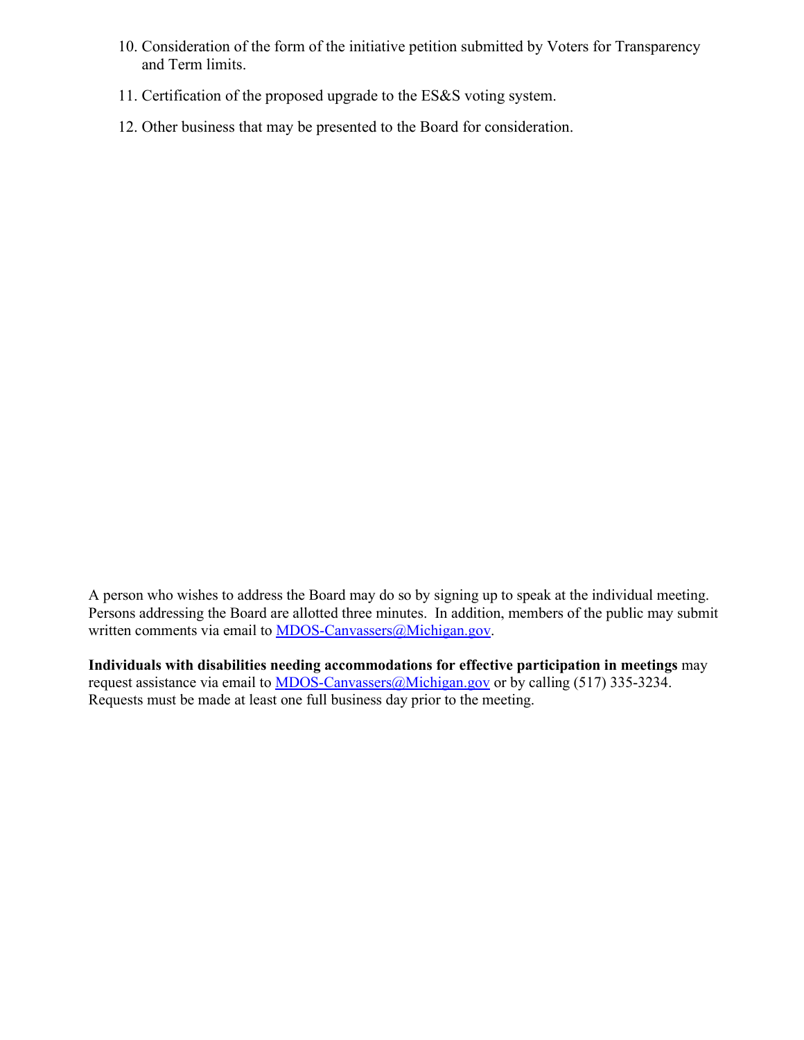10. Consideration of the form of the initiative petition submitted by Voters for Transparency and Term limits.

11. Certification of the proposed upgrade to the ES&S voting system.

12. Other business that may be presented to the Board for consideration.

A person who wishes to address the Board may do so by signing up to speak at the individual meeting. Persons addressing the Board are allotted three minutes. In addition, members of the public may submit written comments via email to MDOS-Canvassers@Michigan.gov.

**Individuals with disabilities needing accommodations for effective participation in meetings** may request assistance via email to MDOS-Canvassers@Michigan.gov or by calling (517) 335-3234. Requests must be made at least one full business day prior to the meeting.